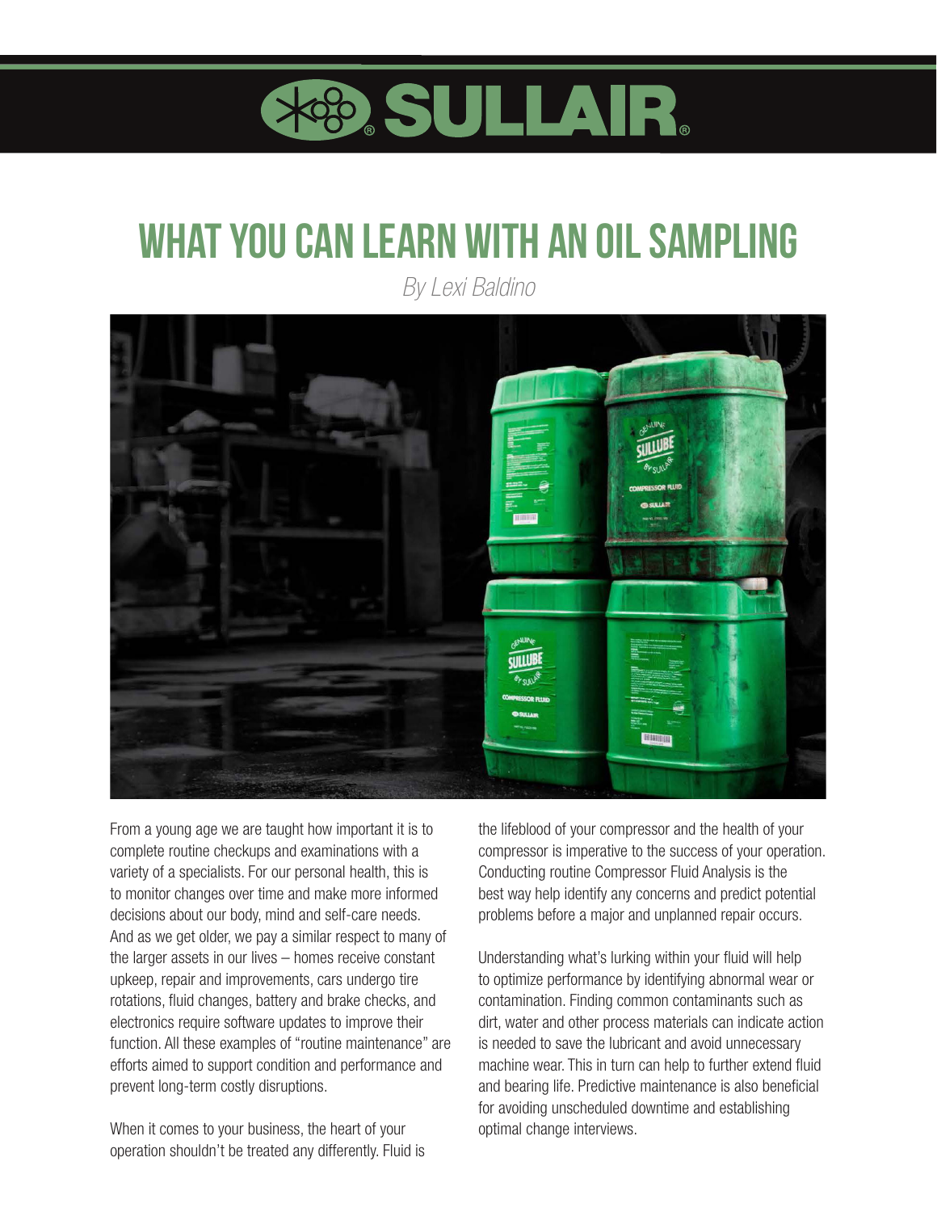# WHAT YOU CAN LEARN WITH AN OIL SAMPLING

*By Lexi Baldino*

From a young age we are taught how important it is to complete routine checkups and examinations with a variety of a specialists. For our personal health, this is to monitor changes over time and make more informed decisions about our body, mind and self-care needs. And as we get older, we pay a similar respect to many of the larger assets in our lives – homes receive constant upkeep, repair and improvements, cars undergo tire rotations, fluid changes, battery and brake checks, and electronics require software updates to improve their function. All these examples of "routine maintenance" are efforts aimed to support condition and performance and prevent long-term costly disruptions.

When it comes to your business, the heart of your operation shouldn't be treated any differently. Fluid is the lifeblood of your compressor and the health of your compressor is imperative to the success of your operation. Conducting routine Compressor Fluid Analysis is the best way help identify any concerns and predict potential problems before a major and unplanned repair occurs.

Understanding what's lurking within your fluid will help to optimize performance by identifying abnormal wear or contamination. Finding common contaminants such as dirt, water and other process materials can indicate action is needed to save the lubricant and avoid unnecessary machine wear. This in turn can help to further extend fluid and bearing life. Predictive maintenance is also beneficial for avoiding unscheduled downtime and establishing optimal change interviews.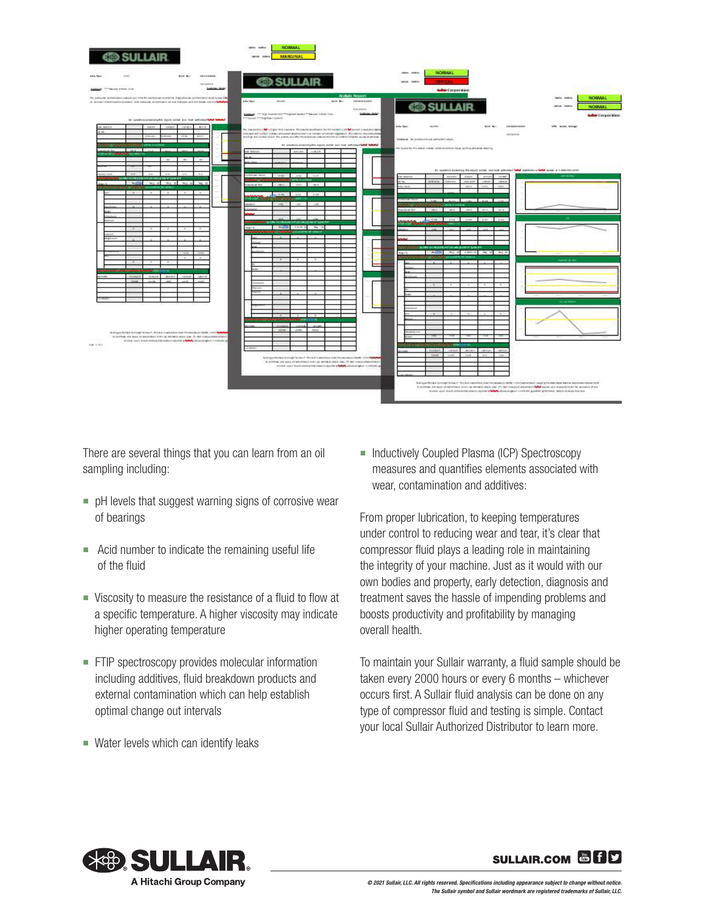There are several things that you can learn from an oil sampling including:

- pH levels that suggest warning signs of corrosive wear of bearings
- Acid number to indicate the remaining useful life of the fluid
- Viscosity to measure the resistance of a fluid to flow at a specific temperature. A higher viscosity may indicate higher operating temperature
- FTIP spectroscopy provides molecular information including additives, fluid breakdown products and external contamination which can help establish optimal change out intervals
- Water levels which can identify leaks
- Inductively Coupled Plasma (ICP) Spectroscopy measures and quantifies elements associated with wear, contamination and additives:

From proper lubrication, to keeping temperatures under control to reducing wear and tear, it's clear that compressor fluid plays a leading role in maintaining the integrity of your machine. Just as it would with our own bodies and property, early detection, diagnosis and treatment saves the hassle of impending problems and boosts productivity and profitability by managing overall health.

To maintain your Sullair warranty, a fluid sample should be taken every 2000 hours or every 6 months – whichever occurs first. A Sullair fluid analysis can be done on any type of compressor fluid and testing is simple. Contact your local Sullair Authorized Distributor to learn more.

SULLAIR
A Hitachi Group Company

SULLAIR.COM

*© 2021 Sullair, LLC. All rights reserved. Specifications including appearance subject to change without notice. The Sullair symbol and Sullair wordmark are registered trademarks of Sullair, LLC.*